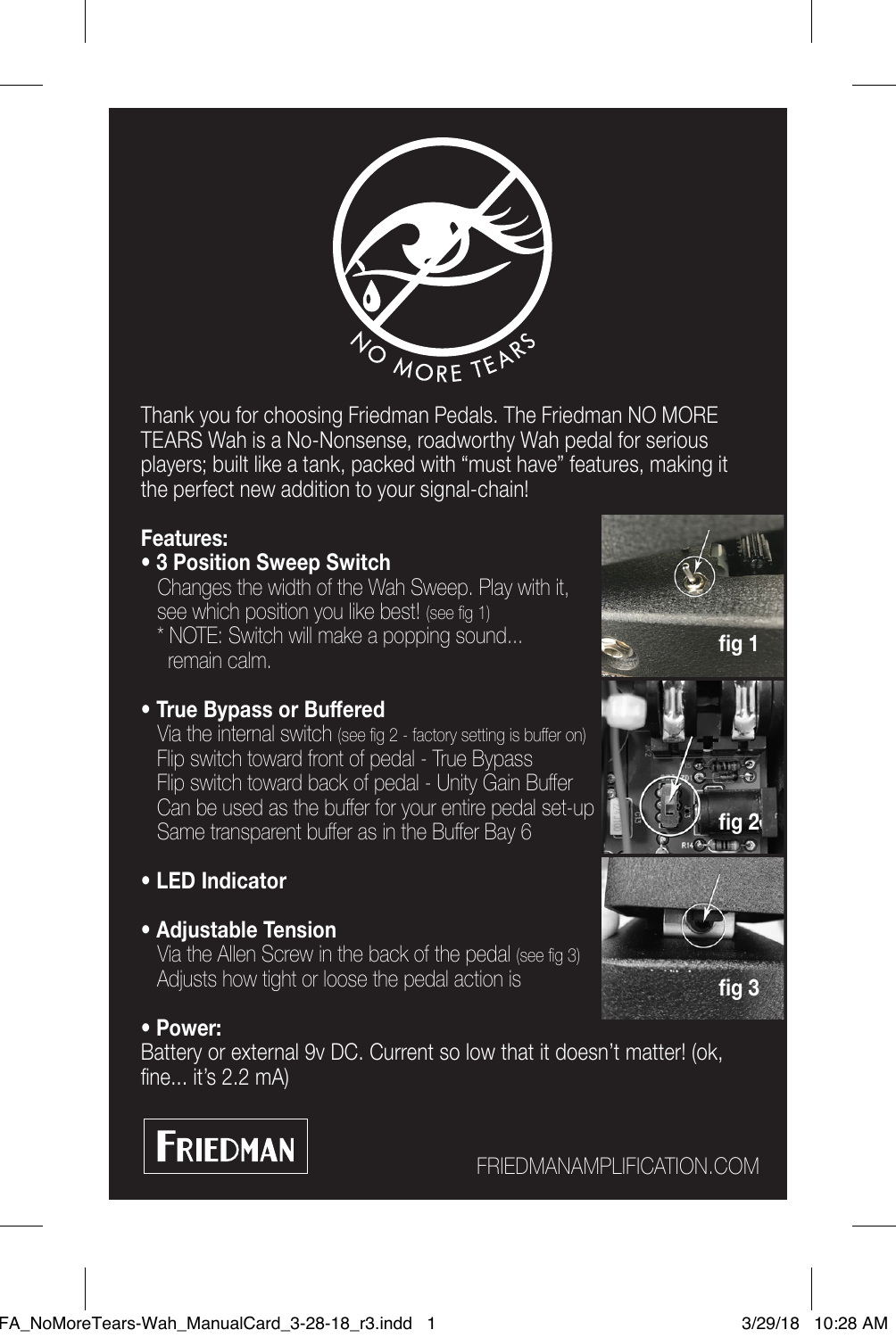NO MORE TEARS

Thank you for choosing Friedman Pedals. The Friedman NO MORE TEARS Wah is a No-Nonsense, roadworthy Wah pedal for serious players; built like a tank, packed with "must have" features, making it the perfect new addition to your signal-chain!

**Features:**

- **3 Position Sweep Switch**
  Changes the width of the Wah Sweep. Play with it, see which position you like best! (see fig 1)
  * NOTE: Switch will make a popping sound... remain calm.

- **True Bypass or Buffered**
  Via the internal switch (see fig 2 - factory setting is buffer on)
  Flip switch toward front of pedal - True Bypass
  Flip switch toward back of pedal - Unity Gain Buffer
  Can be used as the buffer for your entire pedal set-up
  Same transparent buffer as in the Buffer Bay 6

- **LED Indicator**

- **Adjustable Tension**
  Via the Allen Screw in the back of the pedal (see fig 3)
  Adjusts how tight or loose the pedal action is

- **Power:**
  Battery or external 9v DC. Current so low that it doesn't matter! (ok, fine... it's 2.2 mA)

fig 1

fig 2

fig 3

FRIEDMAN

FRIEDMANAMPLIFICATION.COM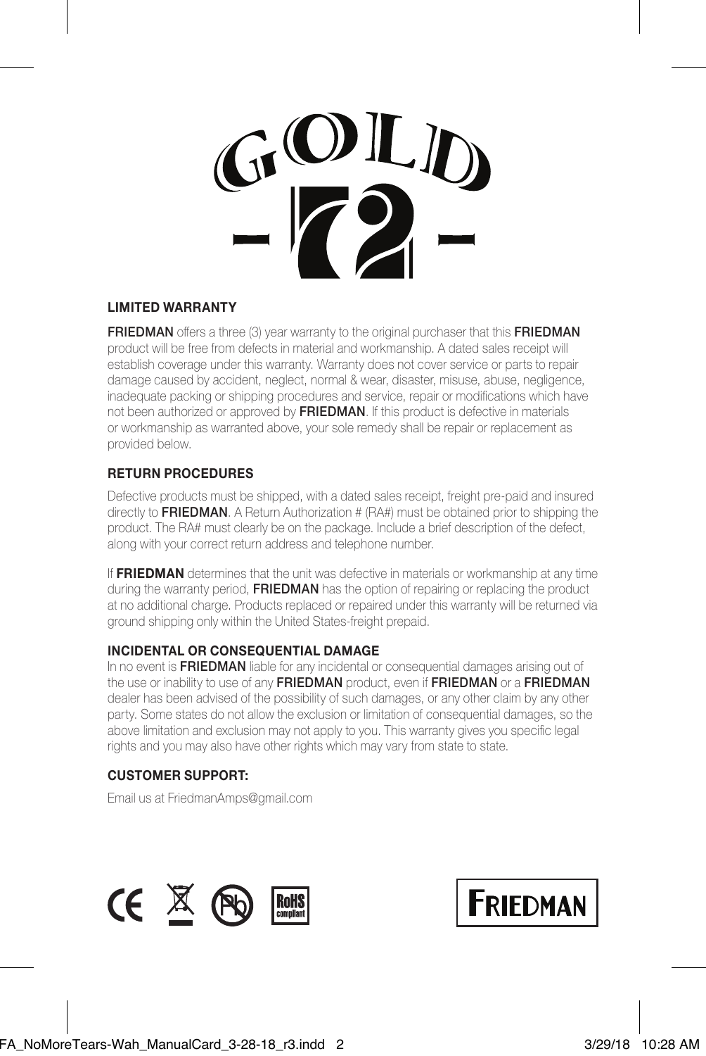# GOLD -72-

## LIMITED WARRANTY

**FRIEDMAN** offers a three (3) year warranty to the original purchaser that this **FRIEDMAN** product will be free from defects in material and workmanship. A dated sales receipt will establish coverage under this warranty. Warranty does not cover service or parts to repair damage caused by accident, neglect, normal & wear, disaster, misuse, abuse, negligence, inadequate packing or shipping procedures and service, repair or modifications which have not been authorized or approved by **FRIEDMAN**. If this product is defective in materials or workmanship as warranted above, your sole remedy shall be repair or replacement as provided below.

## RETURN PROCEDURES

Defective products must be shipped, with a dated sales receipt, freight pre-paid and insured directly to **FRIEDMAN**. A Return Authorization # (RA#) must be obtained prior to shipping the product. The RA# must clearly be on the package. Include a brief description of the defect, along with your correct return address and telephone number.

If **FRIEDMAN** determines that the unit was defective in materials or workmanship at any time during the warranty period, **FRIEDMAN** has the option of repairing or replacing the product at no additional charge. Products replaced or repaired under this warranty will be returned via ground shipping only within the United States-freight prepaid.

## INCIDENTAL OR CONSEQUENTIAL DAMAGE

In no event is **FRIEDMAN** liable for any incidental or consequential damages arising out of the use or inability to use of any **FRIEDMAN** product, even if **FRIEDMAN** or a **FRIEDMAN** dealer has been advised of the possibility of such damages, or any other claim by any other party. Some states do not allow the exclusion or limitation of consequential damages, so the above limitation and exclusion may not apply to you. This warranty gives you specific legal rights and you may also have other rights which may vary from state to state.

## CUSTOMER SUPPORT:

Email us at FriedmanAmps@gmail.com

CE Pb RoHS compliant

FRIEDMAN